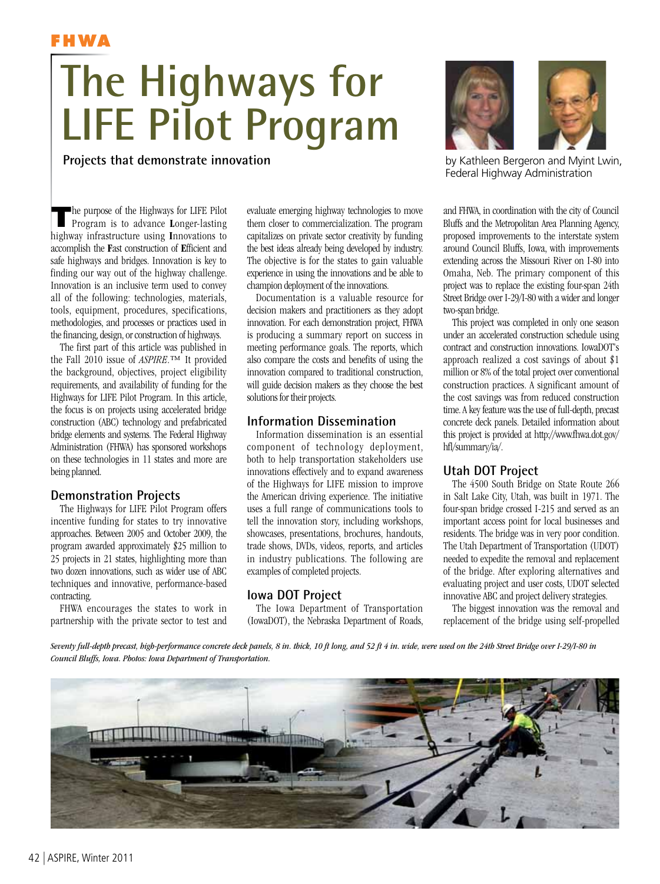FHWA

# The Highways for LIFE Pilot Program

**Projects that demonstrate innovation**

by Kathleen Bergeron and Myint Lwin, Federal Highway Administration

The purpose of the Highways for LIFE Pilot Program is to advance **L**onger-lasting highway infrastructure using **I**nnovations to accomplish the **F**ast construction of **E**fficient and safe highways and bridges. Innovation is key to finding our way out of the highway challenge. Innovation is an inclusive term used to convey all of the following: technologies, materials, tools, equipment, procedures, specifications, methodologies, and processes or practices used in the financing, design, or construction of highways.

The first part of this article was published in the Fall 2010 issue of *ASPIRE*.™ It provided the background, objectives, project eligibility requirements, and availability of funding for the Highways for LIFE Pilot Program. In this article, the focus is on projects using accelerated bridge construction (ABC) technology and prefabricated bridge elements and systems. The Federal Highway Administration (FHWA) has sponsored workshops on these technologies in 11 states and more are being planned.

## Demonstration Projects

The Highways for LIFE Pilot Program offers incentive funding for states to try innovative approaches. Between 2005 and October 2009, the program awarded approximately $25 million to 25 projects in 21 states, highlighting more than two dozen innovations, such as wider use of ABC techniques and innovative, performance-based contracting.

FHWA encourages the states to work in partnership with the private sector to test and evaluate emerging highway technologies to move them closer to commercialization. The program capitalizes on private sector creativity by funding the best ideas already being developed by industry. The objective is for the states to gain valuable experience in using the innovations and be able to champion deployment of the innovations.

Documentation is a valuable resource for decision makers and practitioners as they adopt innovation. For each demonstration project, FHWA is producing a summary report on success in meeting performance goals. The reports, which also compare the costs and benefits of using the innovation compared to traditional construction, will guide decision makers as they choose the best solutions for their projects.

## Information Dissemination

Information dissemination is an essential component of technology deployment, both to help transportation stakeholders use innovations effectively and to expand awareness of the Highways for LIFE mission to improve the American driving experience. The initiative uses a full range of communications tools to tell the innovation story, including workshops, showcases, presentations, brochures, handouts, trade shows, DVDs, videos, reports, and articles in industry publications. The following are examples of completed projects.

## Iowa DOT Project

The Iowa Department of Transportation (IowaDOT), the Nebraska Department of Roads, and FHWA, in coordination with the city of Council Bluffs and the Metropolitan Area Planning Agency, proposed improvements to the interstate system around Council Bluffs, Iowa, with improvements extending across the Missouri River on I-80 into Omaha, Neb. The primary component of this project was to replace the existing four-span 24th Street Bridge over I-29/I-80 with a wider and longer two-span bridge.

This project was completed in only one season under an accelerated construction schedule using contract and construction innovations. IowaDOT's approach realized a cost savings of about $1 million or 8% of the total project over conventional construction practices. A significant amount of the cost savings was from reduced construction time. A key feature was the use of full-depth, precast concrete deck panels. Detailed information about this project is provided at http://www.fhwa.dot.gov/hfl/summary/ia/.

## Utah DOT Project

The 4500 South Bridge on State Route 266 in Salt Lake City, Utah, was built in 1971. The four-span bridge crossed I-215 and served as an important access point for local businesses and residents. The bridge was in very poor condition. The Utah Department of Transportation (UDOT) needed to expedite the removal and replacement of the bridge. After exploring alternatives and evaluating project and user costs, UDOT selected innovative ABC and project delivery strategies.

The biggest innovation was the removal and replacement of the bridge using self-propelled

*Seventy full-depth precast, high-performance concrete deck panels, 8 in. thick, 10 ft long, and 52 ft 4 in. wide, were used on the 24th Street Bridge over I-29/I-80 in Council Bluffs, Iowa. Photos: Iowa Department of Transportation.*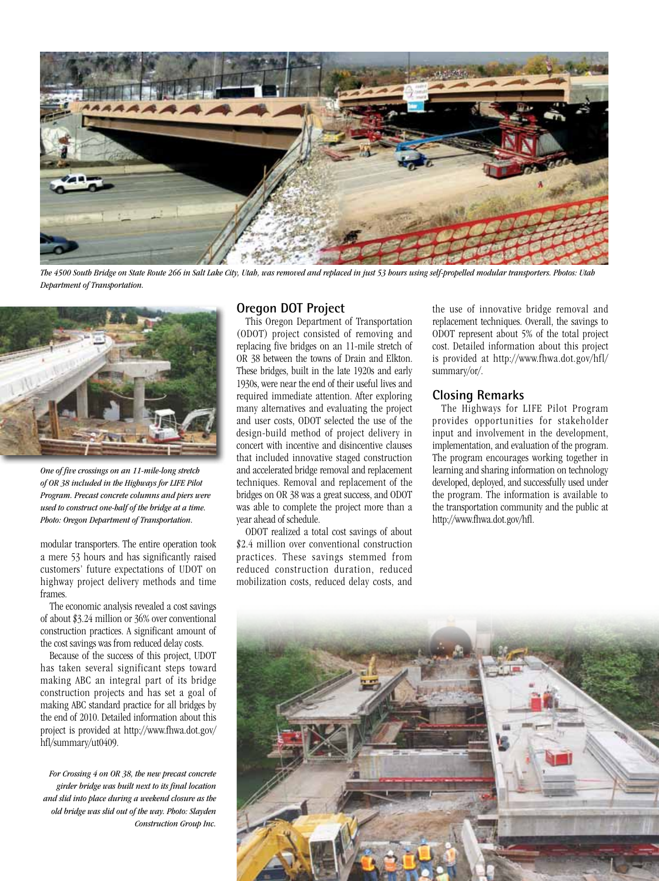*The 4500 South Bridge on State Route 266 in Salt Lake City, Utah, was removed and replaced in just 53 hours using self-propelled modular transporters. Photos: Utah Department of Transportation.*

*One of five crossings on an 11-mile-long stretch of OR 38 included in the Highways for LIFE Pilot Program. Precast concrete columns and piers were used to construct one-half of the bridge at a time. Photo: Oregon Department of Transportation.*

modular transporters. The entire operation took a mere 53 hours and has significantly raised customers' future expectations of UDOT on highway project delivery methods and time frames.

The economic analysis revealed a cost savings of about $3.24 million or 36% over conventional construction practices. A significant amount of the cost savings was from reduced delay costs.

Because of the success of this project, UDOT has taken several significant steps toward making ABC an integral part of its bridge construction projects and has set a goal of making ABC standard practice for all bridges by the end of 2010. Detailed information about this project is provided at http://www.fhwa.dot.gov/hfl/summary/ut0409.

*For Crossing 4 on OR 38, the new precast concrete girder bridge was built next to its final location and slid into place during a weekend closure as the old bridge was slid out of the way. Photo: Slayden Construction Group Inc.*

## Oregon DOT Project

This Oregon Department of Transportation (ODOT) project consisted of removing and replacing five bridges on an 11-mile stretch of OR 38 between the towns of Drain and Elkton. These bridges, built in the late 1920s and early 1930s, were near the end of their useful lives and required immediate attention. After exploring many alternatives and evaluating the project and user costs, ODOT selected the use of the design-build method of project delivery in concert with incentive and disincentive clauses that included innovative staged construction and accelerated bridge removal and replacement techniques. Removal and replacement of the bridges on OR 38 was a great success, and ODOT was able to complete the project more than a year ahead of schedule.

ODOT realized a total cost savings of about $2.4 million over conventional construction practices. These savings stemmed from reduced construction duration, reduced mobilization costs, reduced delay costs, and the use of innovative bridge removal and replacement techniques. Overall, the savings to ODOT represent about 5% of the total project cost. Detailed information about this project is provided at http://www.fhwa.dot.gov/hfl/summary/or/.

## Closing Remarks

The Highways for LIFE Pilot Program provides opportunities for stakeholder input and involvement in the development, implementation, and evaluation of the program. The program encourages working together in learning and sharing information on technology developed, deployed, and successfully used under the program. The information is available to the transportation community and the public at http://www.fhwa.dot.gov/hfl.